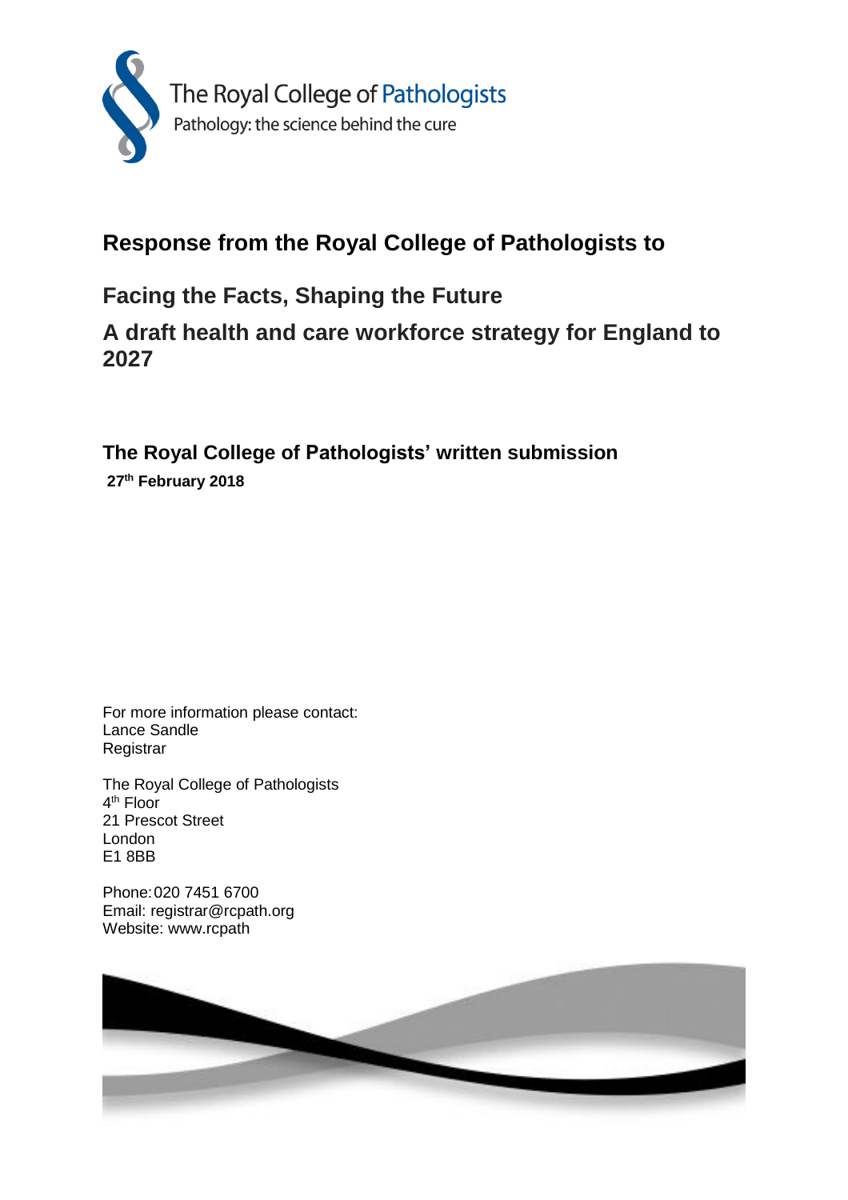The Royal College of Pathologists
Pathology: the science behind the cure

# Response from the Royal College of Pathologists to

## Facing the Facts, Shaping the Future

## A draft health and care workforce strategy for England to 2027

### The Royal College of Pathologists' written submission

**27th February 2018**

For more information please contact:
Lance Sandle
Registrar

The Royal College of Pathologists
4th Floor
21 Prescot Street
London
E1 8BB

Phone: 020 7451 6700
Email: registrar@rcpath.org
Website: www.rcpath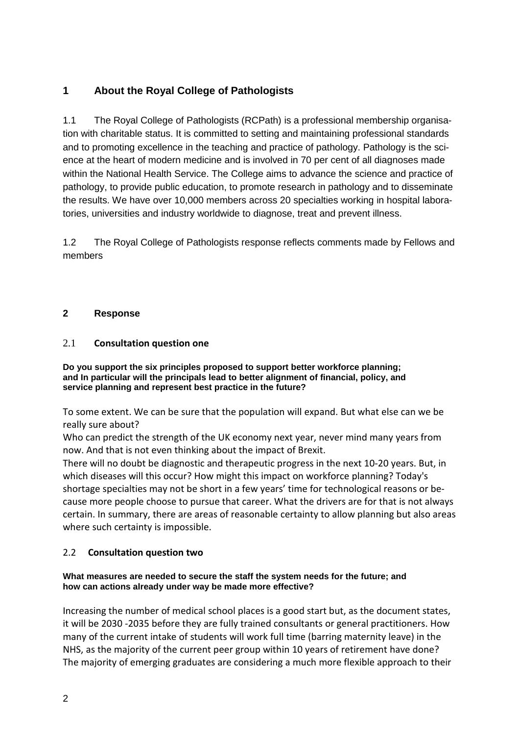## 1 About the Royal College of Pathologists

1.1 The Royal College of Pathologists (RCPath) is a professional membership organisation with charitable status. It is committed to setting and maintaining professional standards and to promoting excellence in the teaching and practice of pathology. Pathology is the science at the heart of modern medicine and is involved in 70 per cent of all diagnoses made within the National Health Service. The College aims to advance the science and practice of pathology, to provide public education, to promote research in pathology and to disseminate the results. We have over 10,000 members across 20 specialties working in hospital laboratories, universities and industry worldwide to diagnose, treat and prevent illness.

1.2 The Royal College of Pathologists response reflects comments made by Fellows and members

## 2 Response

### 2.1 Consultation question one

**Do you support the six principles proposed to support better workforce planning; and In particular will the principals lead to better alignment of financial, policy, and service planning and represent best practice in the future?**

To some extent. We can be sure that the population will expand. But what else can we be really sure about?
Who can predict the strength of the UK economy next year, never mind many years from now. And that is not even thinking about the impact of Brexit.
There will no doubt be diagnostic and therapeutic progress in the next 10-20 years. But, in which diseases will this occur? How might this impact on workforce planning? Today's shortage specialties may not be short in a few years' time for technological reasons or because more people choose to pursue that career. What the drivers are for that is not always certain. In summary, there are areas of reasonable certainty to allow planning but also areas where such certainty is impossible.

### 2.2 Consultation question two

**What measures are needed to secure the staff the system needs for the future; and how can actions already under way be made more effective?**

Increasing the number of medical school places is a good start but, as the document states, it will be 2030 -2035 before they are fully trained consultants or general practitioners. How many of the current intake of students will work full time (barring maternity leave) in the NHS, as the majority of the current peer group within 10 years of retirement have done? The majority of emerging graduates are considering a much more flexible approach to their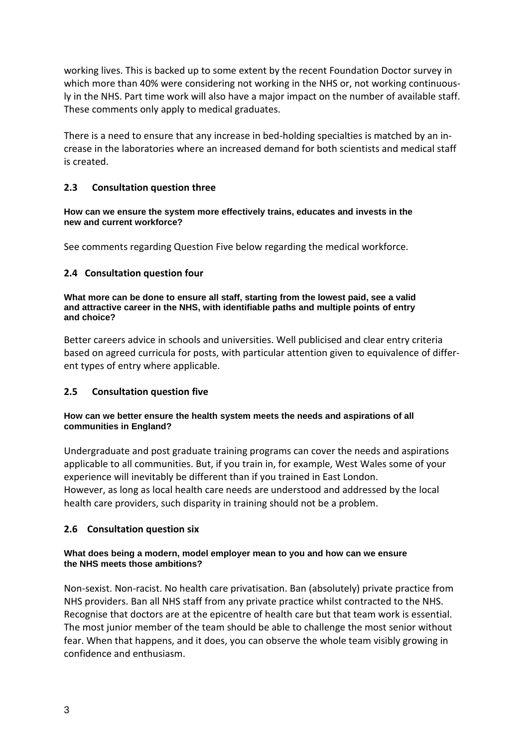working lives. This is backed up to some extent by the recent Foundation Doctor survey in which more than 40% were considering not working in the NHS or, not working continuously in the NHS. Part time work will also have a major impact on the number of available staff. These comments only apply to medical graduates.

There is a need to ensure that any increase in bed-holding specialties is matched by an increase in the laboratories where an increased demand for both scientists and medical staff is created.

## 2.3 Consultation question three

**How can we ensure the system more effectively trains, educates and invests in the new and current workforce?**

See comments regarding Question Five below regarding the medical workforce.

## 2.4 Consultation question four

**What more can be done to ensure all staff, starting from the lowest paid, see a valid and attractive career in the NHS, with identifiable paths and multiple points of entry and choice?**

Better careers advice in schools and universities. Well publicised and clear entry criteria based on agreed curricula for posts, with particular attention given to equivalence of different types of entry where applicable.

## 2.5 Consultation question five

**How can we better ensure the health system meets the needs and aspirations of all communities in England?**

Undergraduate and post graduate training programs can cover the needs and aspirations applicable to all communities. But, if you train in, for example, West Wales some of your experience will inevitably be different than if you trained in East London.
However, as long as local health care needs are understood and addressed by the local health care providers, such disparity in training should not be a problem.

## 2.6 Consultation question six

**What does being a modern, model employer mean to you and how can we ensure the NHS meets those ambitions?**

Non-sexist. Non-racist. No health care privatisation. Ban (absolutely) private practice from NHS providers. Ban all NHS staff from any private practice whilst contracted to the NHS. Recognise that doctors are at the epicentre of health care but that team work is essential. The most junior member of the team should be able to challenge the most senior without fear. When that happens, and it does, you can observe the whole team visibly growing in confidence and enthusiasm.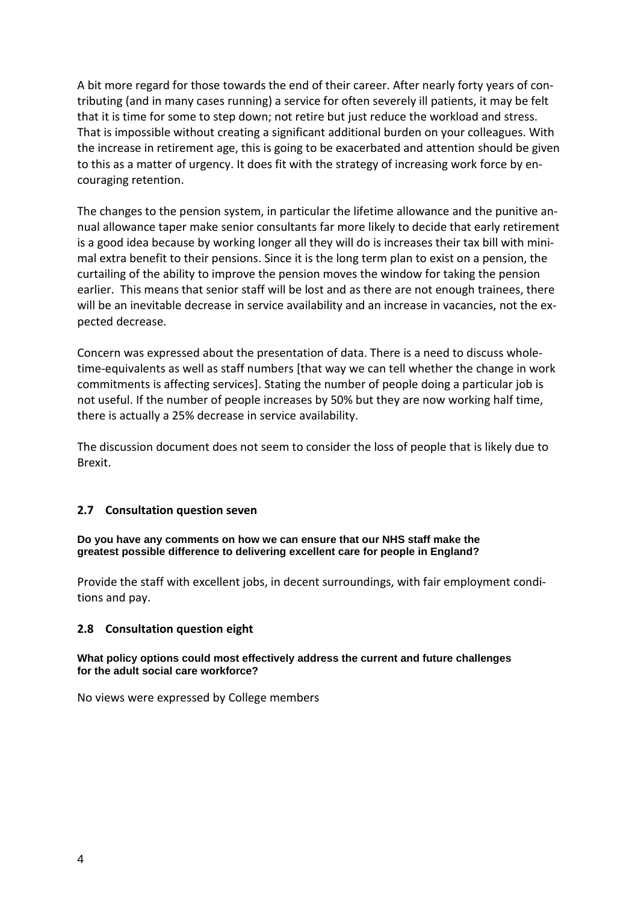A bit more regard for those towards the end of their career. After nearly forty years of contributing (and in many cases running) a service for often severely ill patients, it may be felt that it is time for some to step down; not retire but just reduce the workload and stress. That is impossible without creating a significant additional burden on your colleagues. With the increase in retirement age, this is going to be exacerbated and attention should be given to this as a matter of urgency. It does fit with the strategy of increasing work force by encouraging retention.

The changes to the pension system, in particular the lifetime allowance and the punitive annual allowance taper make senior consultants far more likely to decide that early retirement is a good idea because by working longer all they will do is increases their tax bill with minimal extra benefit to their pensions. Since it is the long term plan to exist on a pension, the curtailing of the ability to improve the pension moves the window for taking the pension earlier. This means that senior staff will be lost and as there are not enough trainees, there will be an inevitable decrease in service availability and an increase in vacancies, not the expected decrease.

Concern was expressed about the presentation of data. There is a need to discuss whole-time-equivalents as well as staff numbers [that way we can tell whether the change in work commitments is affecting services]. Stating the number of people doing a particular job is not useful. If the number of people increases by 50% but they are now working half time, there is actually a 25% decrease in service availability.

The discussion document does not seem to consider the loss of people that is likely due to Brexit.

### 2.7 Consultation question seven

**Do you have any comments on how we can ensure that our NHS staff make the greatest possible difference to delivering excellent care for people in England?**

Provide the staff with excellent jobs, in decent surroundings, with fair employment conditions and pay.

### 2.8 Consultation question eight

**What policy options could most effectively address the current and future challenges for the adult social care workforce?**

No views were expressed by College members